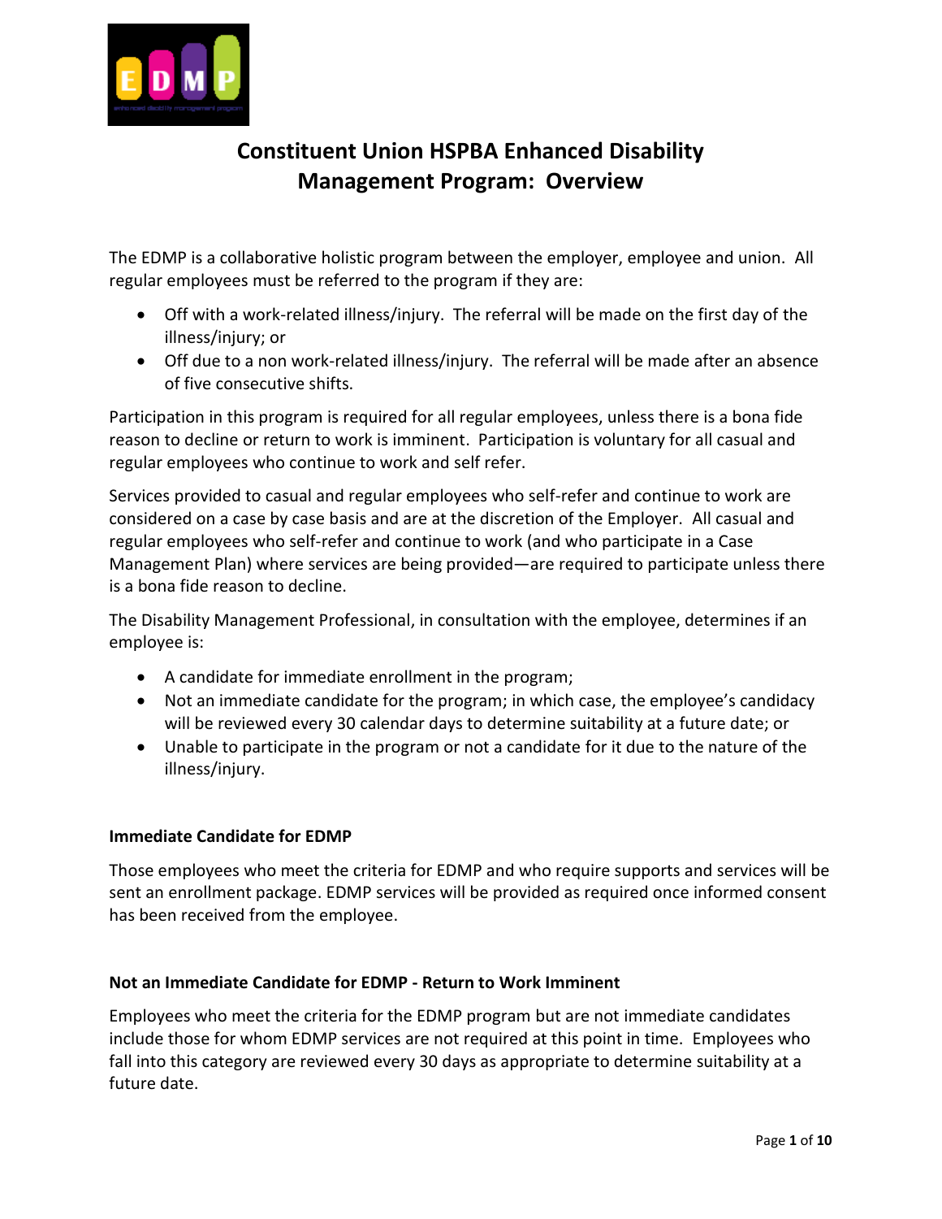# Constituent Union HSPBA Enhanced Disability Management Program: Overview

The EDMP is a collaborative holistic program between the employer, employee and union. All regular employees must be referred to the program if they are:

- Off with a work-related illness/injury. The referral will be made on the first day of the illness/injury; or
- Off due to a non work-related illness/injury. The referral will be made after an absence of five consecutive shifts.

Participation in this program is required for all regular employees, unless there is a bona fide reason to decline or return to work is imminent. Participation is voluntary for all casual and regular employees who continue to work and self refer.

Services provided to casual and regular employees who self-refer and continue to work are considered on a case by case basis and are at the discretion of the Employer. All casual and regular employees who self-refer and continue to work (and who participate in a Case Management Plan) where services are being provided—are required to participate unless there is a bona fide reason to decline.

The Disability Management Professional, in consultation with the employee, determines if an employee is:

- A candidate for immediate enrollment in the program;
- Not an immediate candidate for the program; in which case, the employee's candidacy will be reviewed every 30 calendar days to determine suitability at a future date; or
- Unable to participate in the program or not a candidate for it due to the nature of the illness/injury.

**Immediate Candidate for EDMP**

Those employees who meet the criteria for EDMP and who require supports and services will be sent an enrollment package. EDMP services will be provided as required once informed consent has been received from the employee.

**Not an Immediate Candidate for EDMP - Return to Work Imminent**

Employees who meet the criteria for the EDMP program but are not immediate candidates include those for whom EDMP services are not required at this point in time. Employees who fall into this category are reviewed every 30 days as appropriate to determine suitability at a future date.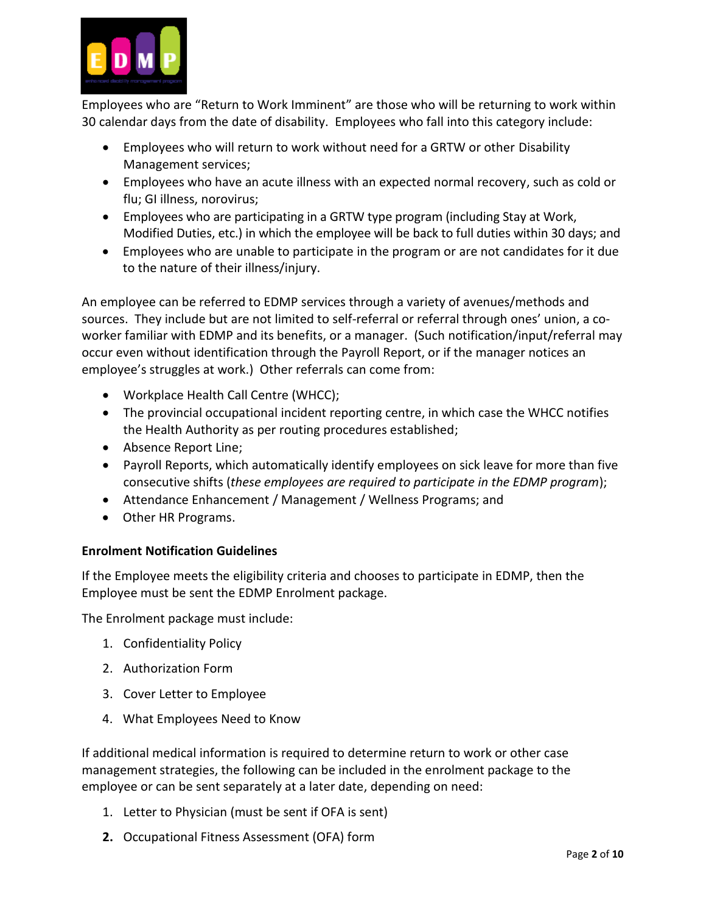Employees who are "Return to Work Imminent" are those who will be returning to work within 30 calendar days from the date of disability. Employees who fall into this category include:

- Employees who will return to work without need for a GRTW or other Disability Management services;
- Employees who have an acute illness with an expected normal recovery, such as cold or flu; GI illness, norovirus;
- Employees who are participating in a GRTW type program (including Stay at Work, Modified Duties, etc.) in which the employee will be back to full duties within 30 days; and
- Employees who are unable to participate in the program or are not candidates for it due to the nature of their illness/injury.

An employee can be referred to EDMP services through a variety of avenues/methods and sources. They include but are not limited to self-referral or referral through ones' union, a co-worker familiar with EDMP and its benefits, or a manager. (Such notification/input/referral may occur even without identification through the Payroll Report, or if the manager notices an employee's struggles at work.) Other referrals can come from:

- Workplace Health Call Centre (WHCC);
- The provincial occupational incident reporting centre, in which case the WHCC notifies the Health Authority as per routing procedures established;
- Absence Report Line;
- Payroll Reports, which automatically identify employees on sick leave for more than five consecutive shifts (*these employees are required to participate in the EDMP program*);
- Attendance Enhancement / Management / Wellness Programs; and
- Other HR Programs.

**Enrolment Notification Guidelines**

If the Employee meets the eligibility criteria and chooses to participate in EDMP, then the Employee must be sent the EDMP Enrolment package.

The Enrolment package must include:

1. Confidentiality Policy
2. Authorization Form
3. Cover Letter to Employee
4. What Employees Need to Know

If additional medical information is required to determine return to work or other case management strategies, the following can be included in the enrolment package to the employee or can be sent separately at a later date, depending on need:

1. Letter to Physician (must be sent if OFA is sent)
2. Occupational Fitness Assessment (OFA) form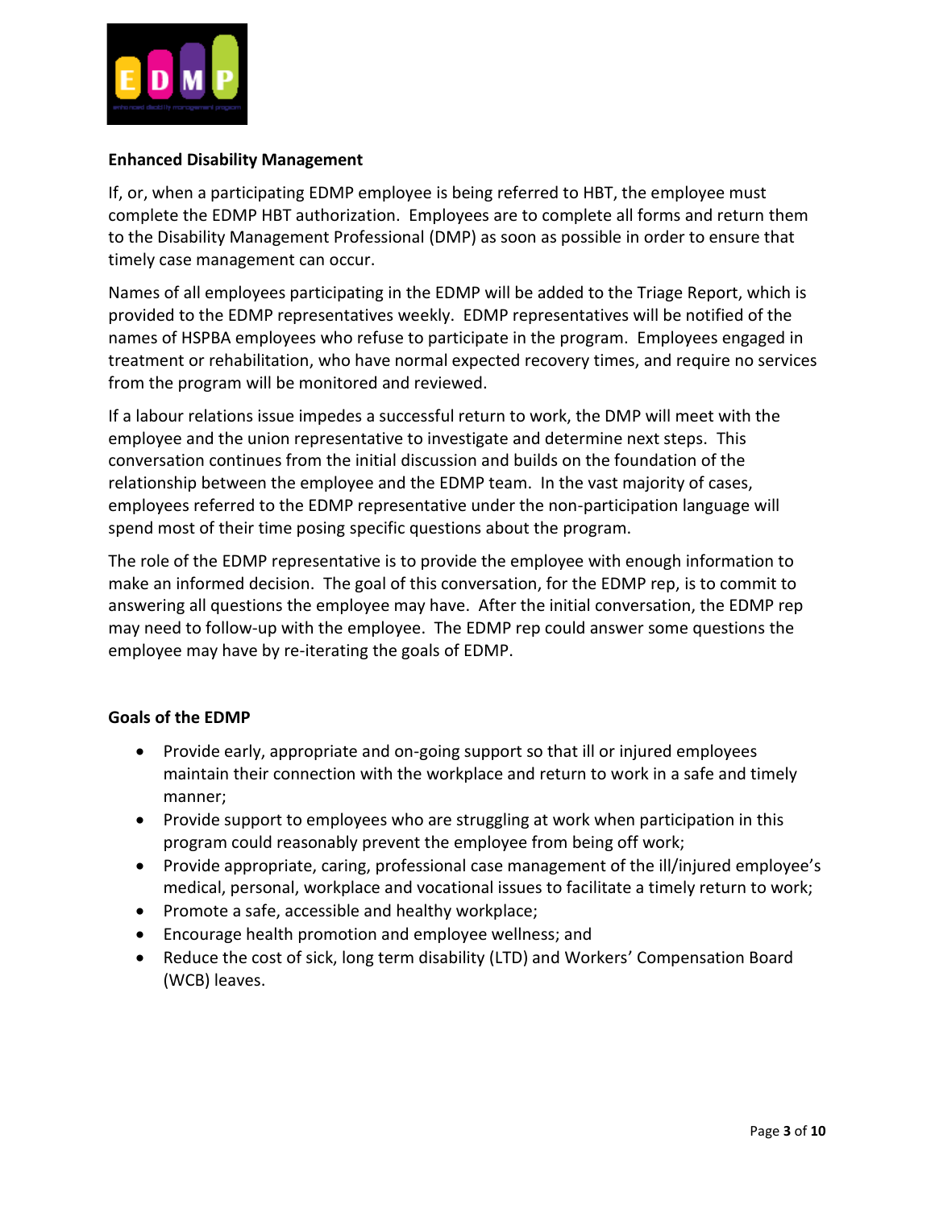**Enhanced Disability Management**

If, or, when a participating EDMP employee is being referred to HBT, the employee must complete the EDMP HBT authorization. Employees are to complete all forms and return them to the Disability Management Professional (DMP) as soon as possible in order to ensure that timely case management can occur.

Names of all employees participating in the EDMP will be added to the Triage Report, which is provided to the EDMP representatives weekly. EDMP representatives will be notified of the names of HSPBA employees who refuse to participate in the program. Employees engaged in treatment or rehabilitation, who have normal expected recovery times, and require no services from the program will be monitored and reviewed.

If a labour relations issue impedes a successful return to work, the DMP will meet with the employee and the union representative to investigate and determine next steps. This conversation continues from the initial discussion and builds on the foundation of the relationship between the employee and the EDMP team. In the vast majority of cases, employees referred to the EDMP representative under the non-participation language will spend most of their time posing specific questions about the program.

The role of the EDMP representative is to provide the employee with enough information to make an informed decision. The goal of this conversation, for the EDMP rep, is to commit to answering all questions the employee may have. After the initial conversation, the EDMP rep may need to follow-up with the employee. The EDMP rep could answer some questions the employee may have by re-iterating the goals of EDMP.

**Goals of the EDMP**

- Provide early, appropriate and on-going support so that ill or injured employees maintain their connection with the workplace and return to work in a safe and timely manner;
- Provide support to employees who are struggling at work when participation in this program could reasonably prevent the employee from being off work;
- Provide appropriate, caring, professional case management of the ill/injured employee's medical, personal, workplace and vocational issues to facilitate a timely return to work;
- Promote a safe, accessible and healthy workplace;
- Encourage health promotion and employee wellness; and
- Reduce the cost of sick, long term disability (LTD) and Workers' Compensation Board (WCB) leaves.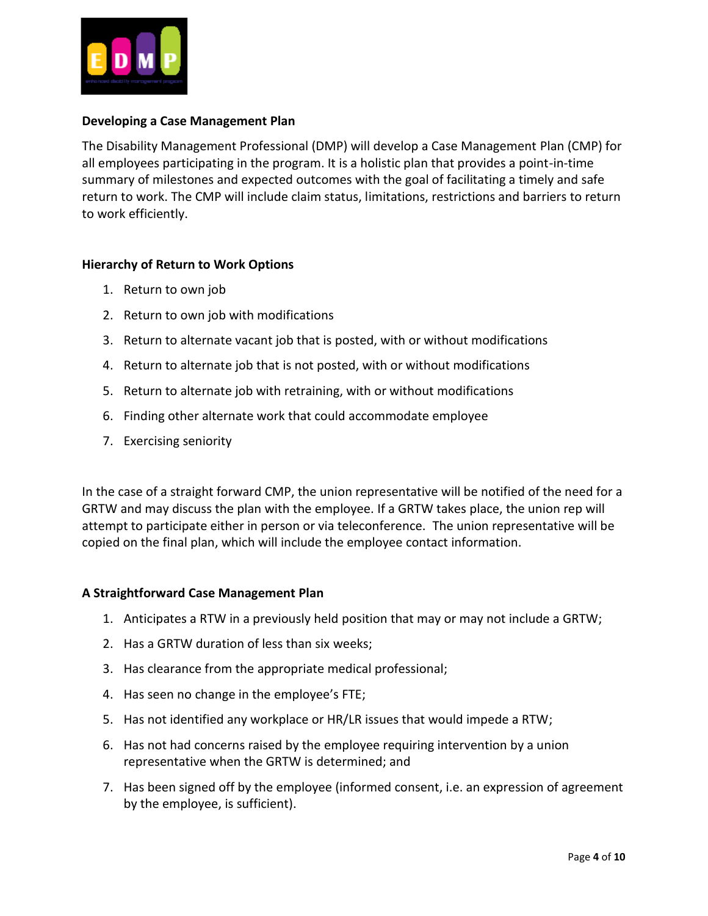**Developing a Case Management Plan**

The Disability Management Professional (DMP) will develop a Case Management Plan (CMP) for all employees participating in the program. It is a holistic plan that provides a point-in-time summary of milestones and expected outcomes with the goal of facilitating a timely and safe return to work. The CMP will include claim status, limitations, restrictions and barriers to return to work efficiently.

**Hierarchy of Return to Work Options**

1. Return to own job
2. Return to own job with modifications
3. Return to alternate vacant job that is posted, with or without modifications
4. Return to alternate job that is not posted, with or without modifications
5. Return to alternate job with retraining, with or without modifications
6. Finding other alternate work that could accommodate employee
7. Exercising seniority

In the case of a straight forward CMP, the union representative will be notified of the need for a GRTW and may discuss the plan with the employee. If a GRTW takes place, the union rep will attempt to participate either in person or via teleconference. The union representative will be copied on the final plan, which will include the employee contact information.

**A Straightforward Case Management Plan**

1. Anticipates a RTW in a previously held position that may or may not include a GRTW;
2. Has a GRTW duration of less than six weeks;
3. Has clearance from the appropriate medical professional;
4. Has seen no change in the employee's FTE;
5. Has not identified any workplace or HR/LR issues that would impede a RTW;
6. Has not had concerns raised by the employee requiring intervention by a union representative when the GRTW is determined; and
7. Has been signed off by the employee (informed consent, i.e. an expression of agreement by the employee, is sufficient).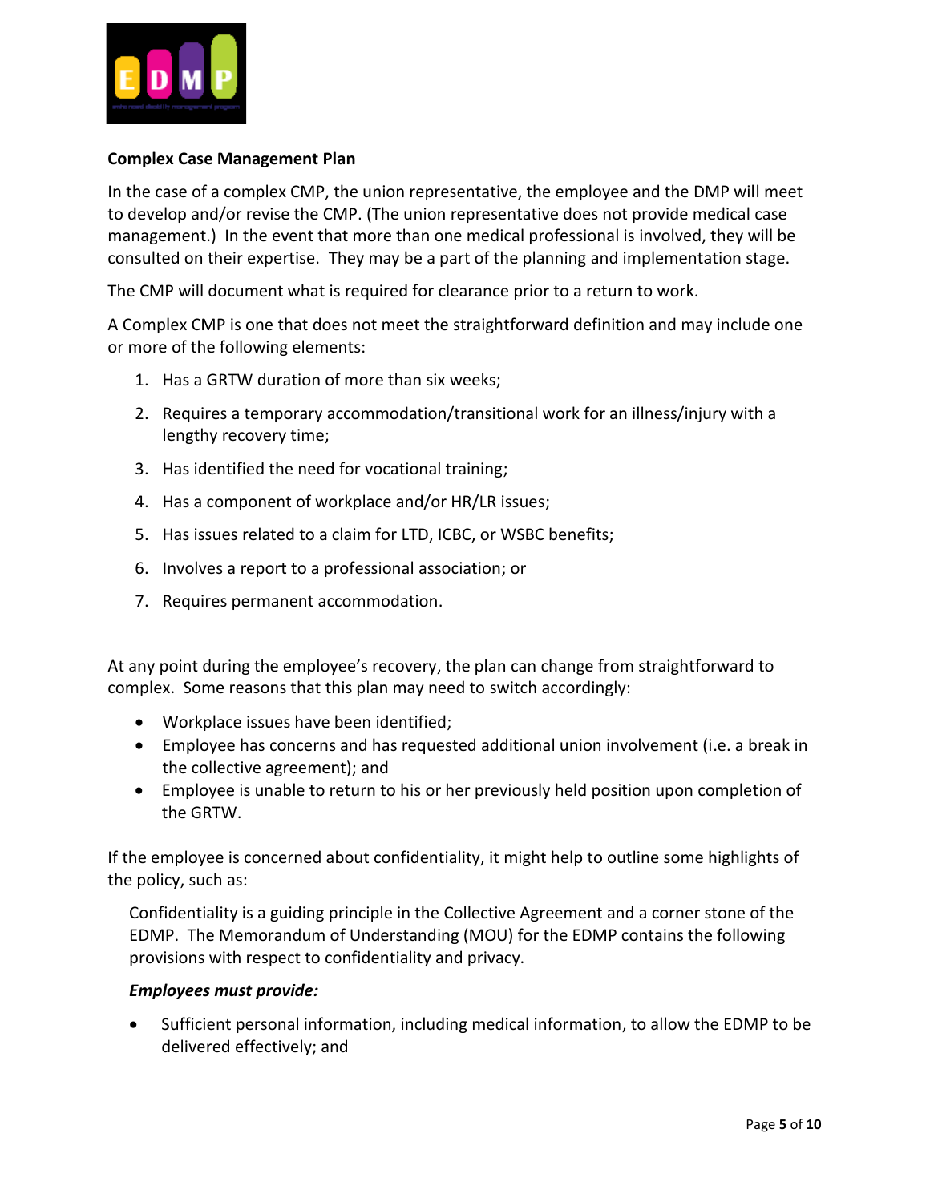**Complex Case Management Plan**

In the case of a complex CMP, the union representative, the employee and the DMP will meet to develop and/or revise the CMP. (The union representative does not provide medical case management.) In the event that more than one medical professional is involved, they will be consulted on their expertise. They may be a part of the planning and implementation stage.

The CMP will document what is required for clearance prior to a return to work.

A Complex CMP is one that does not meet the straightforward definition and may include one or more of the following elements:

1. Has a GRTW duration of more than six weeks;
2. Requires a temporary accommodation/transitional work for an illness/injury with a lengthy recovery time;
3. Has identified the need for vocational training;
4. Has a component of workplace and/or HR/LR issues;
5. Has issues related to a claim for LTD, ICBC, or WSBC benefits;
6. Involves a report to a professional association; or
7. Requires permanent accommodation.

At any point during the employee's recovery, the plan can change from straightforward to complex. Some reasons that this plan may need to switch accordingly:

- Workplace issues have been identified;
- Employee has concerns and has requested additional union involvement (i.e. a break in the collective agreement); and
- Employee is unable to return to his or her previously held position upon completion of the GRTW.

If the employee is concerned about confidentiality, it might help to outline some highlights of the policy, such as:

> Confidentiality is a guiding principle in the Collective Agreement and a corner stone of the EDMP. The Memorandum of Understanding (MOU) for the EDMP contains the following provisions with respect to confidentiality and privacy.
>
> ***Employees must provide:***
>
> - Sufficient personal information, including medical information, to allow the EDMP to be delivered effectively; and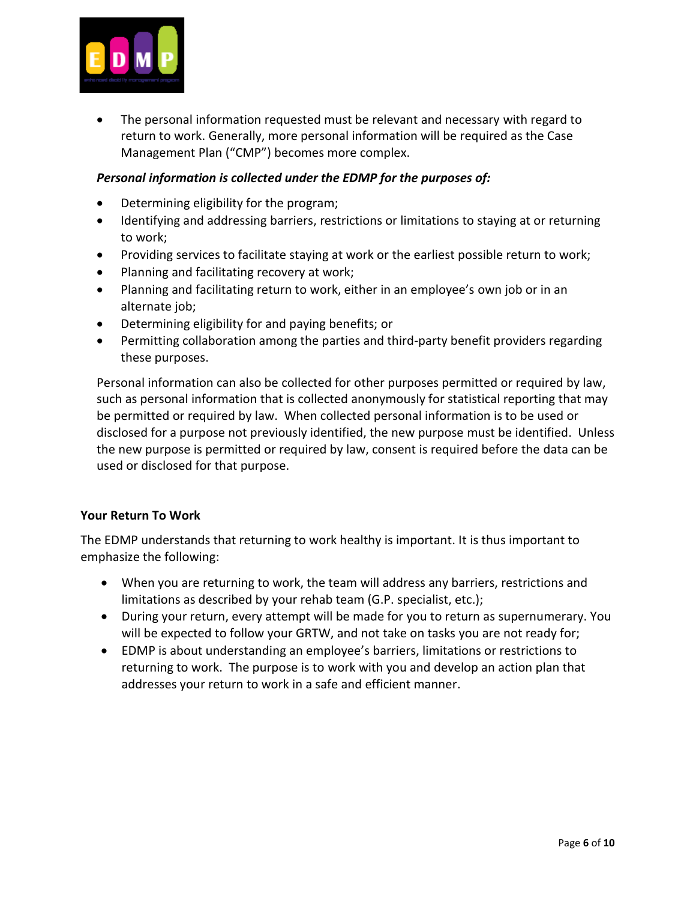- The personal information requested must be relevant and necessary with regard to return to work. Generally, more personal information will be required as the Case Management Plan ("CMP") becomes more complex.

***Personal information is collected under the EDMP for the purposes of:***

- Determining eligibility for the program;
- Identifying and addressing barriers, restrictions or limitations to staying at or returning to work;
- Providing services to facilitate staying at work or the earliest possible return to work;
- Planning and facilitating recovery at work;
- Planning and facilitating return to work, either in an employee's own job or in an alternate job;
- Determining eligibility for and paying benefits; or
- Permitting collaboration among the parties and third-party benefit providers regarding these purposes.

Personal information can also be collected for other purposes permitted or required by law, such as personal information that is collected anonymously for statistical reporting that may be permitted or required by law. When collected personal information is to be used or disclosed for a purpose not previously identified, the new purpose must be identified. Unless the new purpose is permitted or required by law, consent is required before the data can be used or disclosed for that purpose.

**Your Return To Work**

The EDMP understands that returning to work healthy is important. It is thus important to emphasize the following:

- When you are returning to work, the team will address any barriers, restrictions and limitations as described by your rehab team (G.P. specialist, etc.);
- During your return, every attempt will be made for you to return as supernumerary. You will be expected to follow your GRTW, and not take on tasks you are not ready for;
- EDMP is about understanding an employee's barriers, limitations or restrictions to returning to work. The purpose is to work with you and develop an action plan that addresses your return to work in a safe and efficient manner.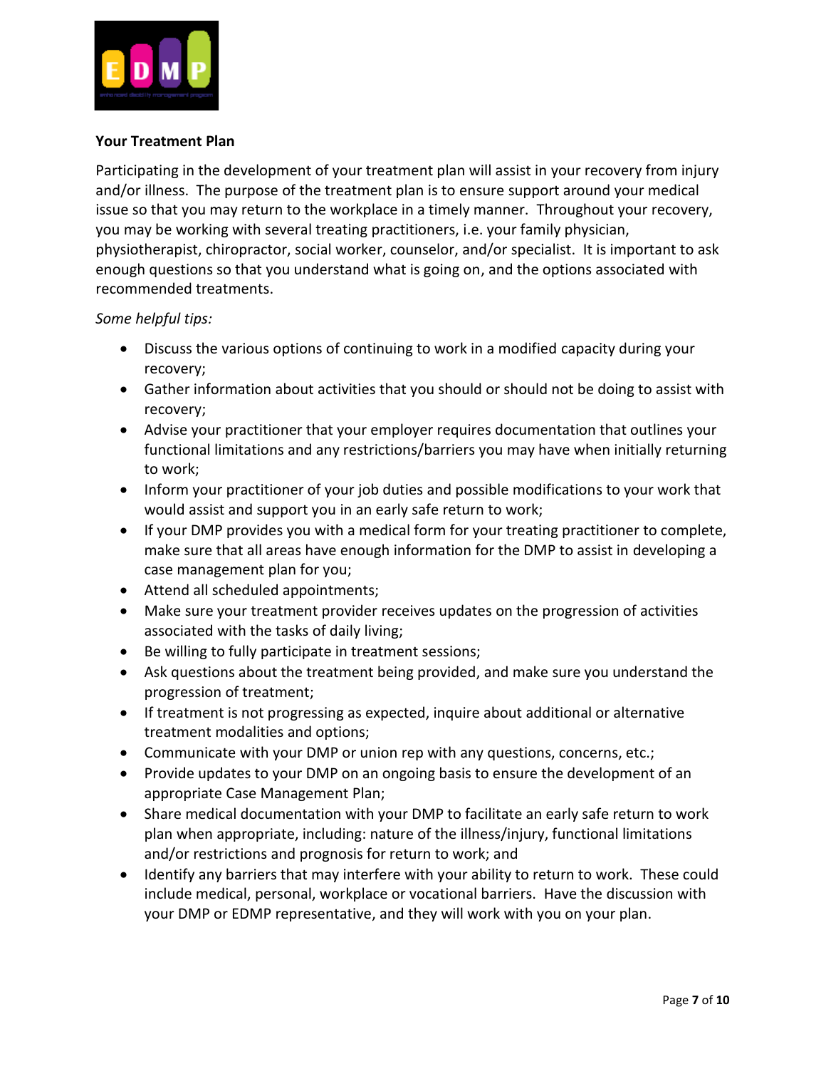**Your Treatment Plan**

Participating in the development of your treatment plan will assist in your recovery from injury and/or illness. The purpose of the treatment plan is to ensure support around your medical issue so that you may return to the workplace in a timely manner. Throughout your recovery, you may be working with several treating practitioners, i.e. your family physician, physiotherapist, chiropractor, social worker, counselor, and/or specialist. It is important to ask enough questions so that you understand what is going on, and the options associated with recommended treatments.

*Some helpful tips:*

- Discuss the various options of continuing to work in a modified capacity during your recovery;
- Gather information about activities that you should or should not be doing to assist with recovery;
- Advise your practitioner that your employer requires documentation that outlines your functional limitations and any restrictions/barriers you may have when initially returning to work;
- Inform your practitioner of your job duties and possible modifications to your work that would assist and support you in an early safe return to work;
- If your DMP provides you with a medical form for your treating practitioner to complete, make sure that all areas have enough information for the DMP to assist in developing a case management plan for you;
- Attend all scheduled appointments;
- Make sure your treatment provider receives updates on the progression of activities associated with the tasks of daily living;
- Be willing to fully participate in treatment sessions;
- Ask questions about the treatment being provided, and make sure you understand the progression of treatment;
- If treatment is not progressing as expected, inquire about additional or alternative treatment modalities and options;
- Communicate with your DMP or union rep with any questions, concerns, etc.;
- Provide updates to your DMP on an ongoing basis to ensure the development of an appropriate Case Management Plan;
- Share medical documentation with your DMP to facilitate an early safe return to work plan when appropriate, including: nature of the illness/injury, functional limitations and/or restrictions and prognosis for return to work; and
- Identify any barriers that may interfere with your ability to return to work. These could include medical, personal, workplace or vocational barriers. Have the discussion with your DMP or EDMP representative, and they will work with you on your plan.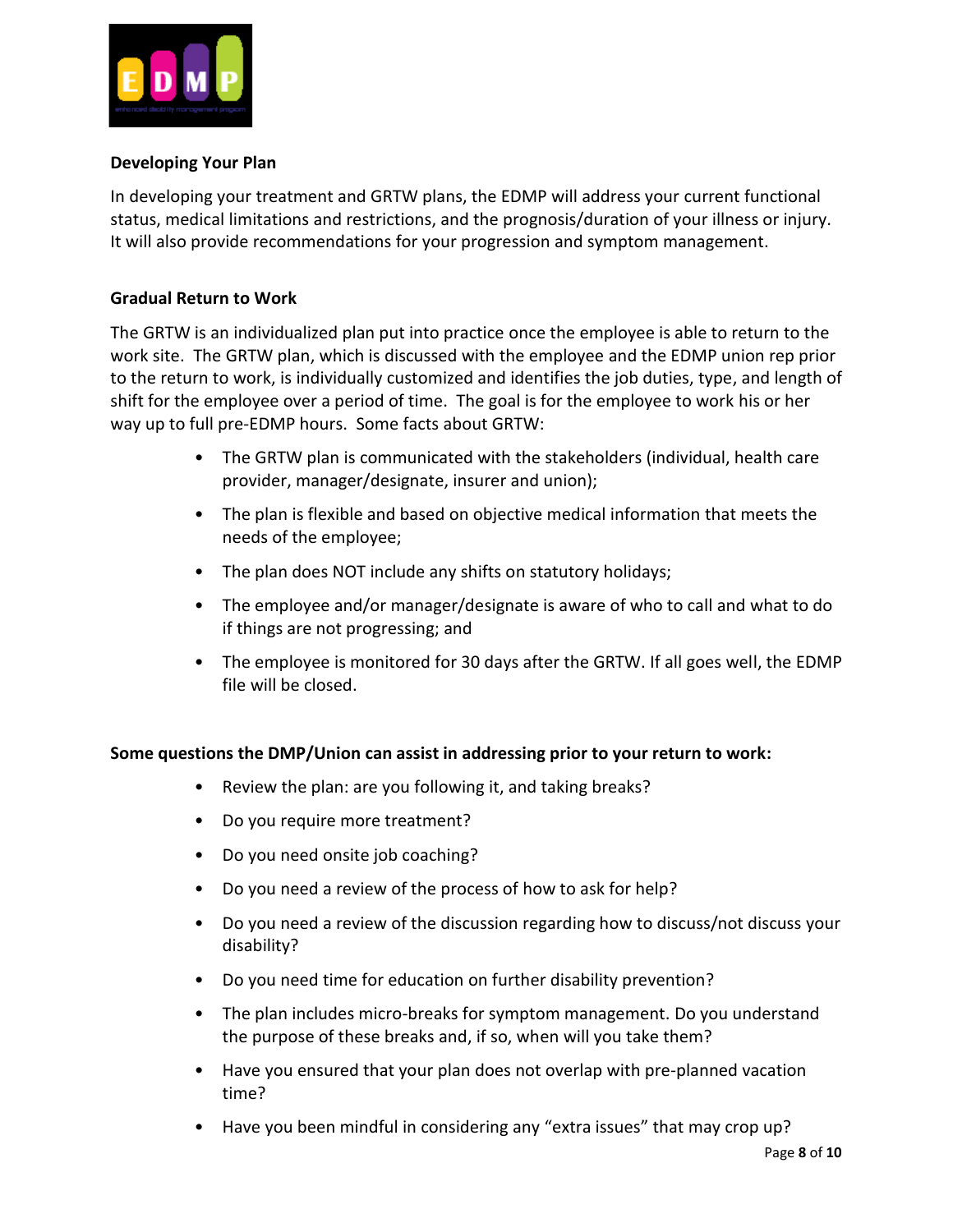### Developing Your Plan

In developing your treatment and GRTW plans, the EDMP will address your current functional status, medical limitations and restrictions, and the prognosis/duration of your illness or injury. It will also provide recommendations for your progression and symptom management.

### Gradual Return to Work

The GRTW is an individualized plan put into practice once the employee is able to return to the work site. The GRTW plan, which is discussed with the employee and the EDMP union rep prior to the return to work, is individually customized and identifies the job duties, type, and length of shift for the employee over a period of time. The goal is for the employee to work his or her way up to full pre-EDMP hours. Some facts about GRTW:

- The GRTW plan is communicated with the stakeholders (individual, health care provider, manager/designate, insurer and union);
- The plan is flexible and based on objective medical information that meets the needs of the employee;
- The plan does NOT include any shifts on statutory holidays;
- The employee and/or manager/designate is aware of who to call and what to do if things are not progressing; and
- The employee is monitored for 30 days after the GRTW. If all goes well, the EDMP file will be closed.

**Some questions the DMP/Union can assist in addressing prior to your return to work:**

- Review the plan: are you following it, and taking breaks?
- Do you require more treatment?
- Do you need onsite job coaching?
- Do you need a review of the process of how to ask for help?
- Do you need a review of the discussion regarding how to discuss/not discuss your disability?
- Do you need time for education on further disability prevention?
- The plan includes micro-breaks for symptom management. Do you understand the purpose of these breaks and, if so, when will you take them?
- Have you ensured that your plan does not overlap with pre-planned vacation time?
- Have you been mindful in considering any "extra issues" that may crop up?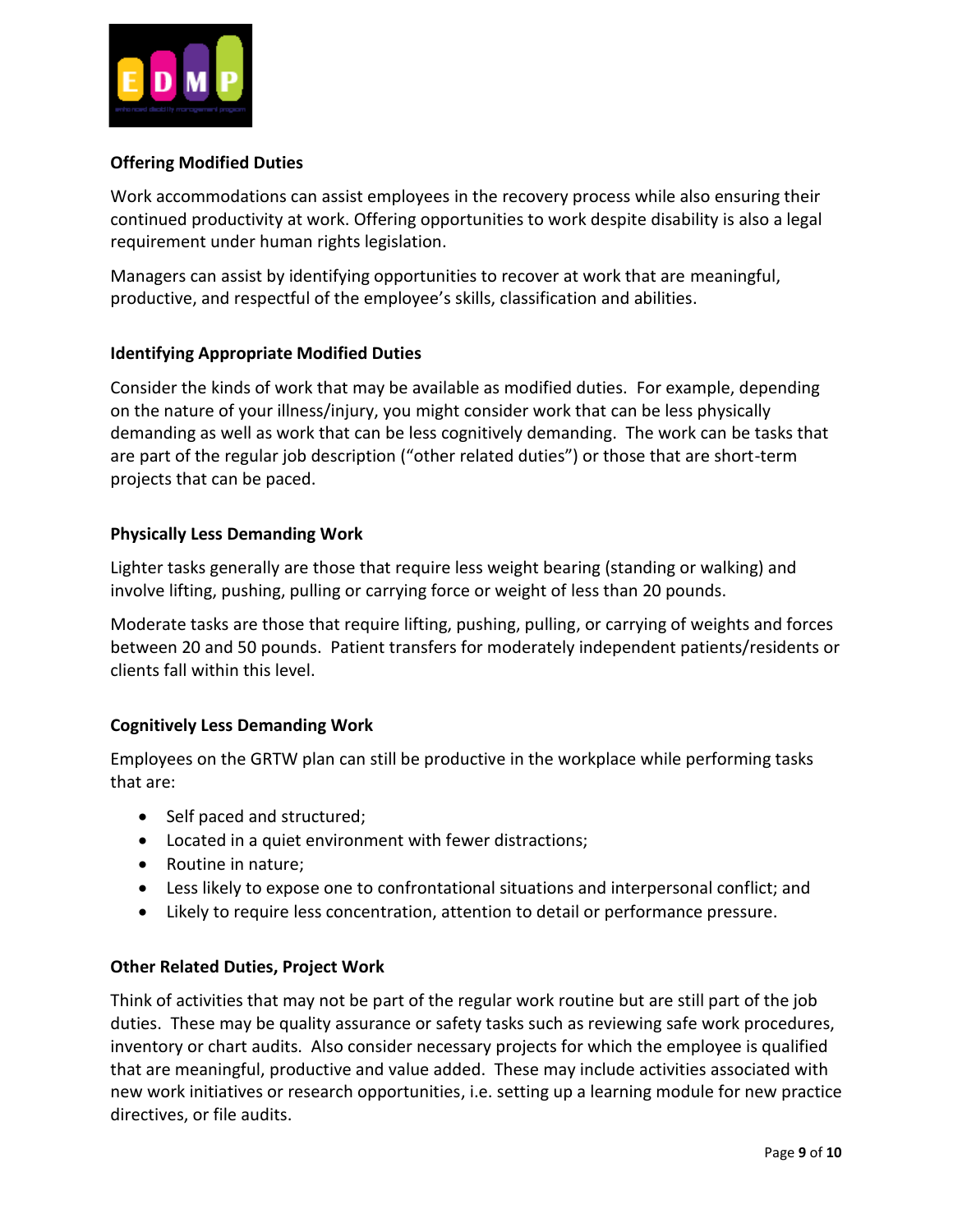**Offering Modified Duties**

Work accommodations can assist employees in the recovery process while also ensuring their continued productivity at work. Offering opportunities to work despite disability is also a legal requirement under human rights legislation.

Managers can assist by identifying opportunities to recover at work that are meaningful, productive, and respectful of the employee's skills, classification and abilities.

**Identifying Appropriate Modified Duties**

Consider the kinds of work that may be available as modified duties. For example, depending on the nature of your illness/injury, you might consider work that can be less physically demanding as well as work that can be less cognitively demanding. The work can be tasks that are part of the regular job description ("other related duties") or those that are short-term projects that can be paced.

**Physically Less Demanding Work**

Lighter tasks generally are those that require less weight bearing (standing or walking) and involve lifting, pushing, pulling or carrying force or weight of less than 20 pounds.

Moderate tasks are those that require lifting, pushing, pulling, or carrying of weights and forces between 20 and 50 pounds. Patient transfers for moderately independent patients/residents or clients fall within this level.

**Cognitively Less Demanding Work**

Employees on the GRTW plan can still be productive in the workplace while performing tasks that are:

- Self paced and structured;
- Located in a quiet environment with fewer distractions;
- Routine in nature;
- Less likely to expose one to confrontational situations and interpersonal conflict; and
- Likely to require less concentration, attention to detail or performance pressure.

**Other Related Duties, Project Work**

Think of activities that may not be part of the regular work routine but are still part of the job duties. These may be quality assurance or safety tasks such as reviewing safe work procedures, inventory or chart audits. Also consider necessary projects for which the employee is qualified that are meaningful, productive and value added. These may include activities associated with new work initiatives or research opportunities, i.e. setting up a learning module for new practice directives, or file audits.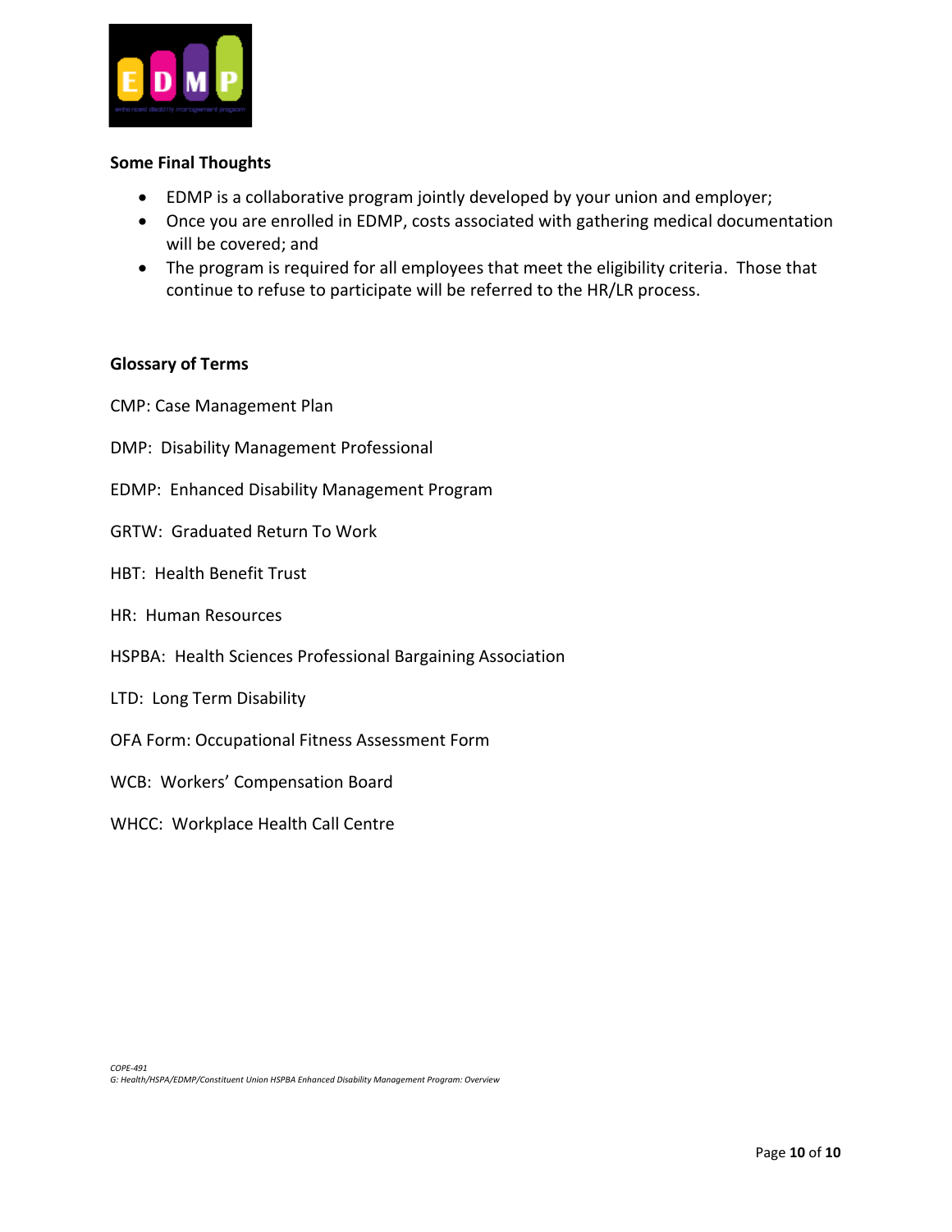## Some Final Thoughts

- EDMP is a collaborative program jointly developed by your union and employer;
- Once you are enrolled in EDMP, costs associated with gathering medical documentation will be covered; and
- The program is required for all employees that meet the eligibility criteria. Those that continue to refuse to participate will be referred to the HR/LR process.

## Glossary of Terms

CMP: Case Management Plan

DMP: Disability Management Professional

EDMP: Enhanced Disability Management Program

GRTW: Graduated Return To Work

HBT: Health Benefit Trust

HR: Human Resources

HSPBA: Health Sciences Professional Bargaining Association

LTD: Long Term Disability

OFA Form: Occupational Fitness Assessment Form

WCB: Workers' Compensation Board

WHCC: Workplace Health Call Centre

*COPE-491*
*G: Health/HSPA/EDMP/Constituent Union HSPBA Enhanced Disability Management Program: Overview*